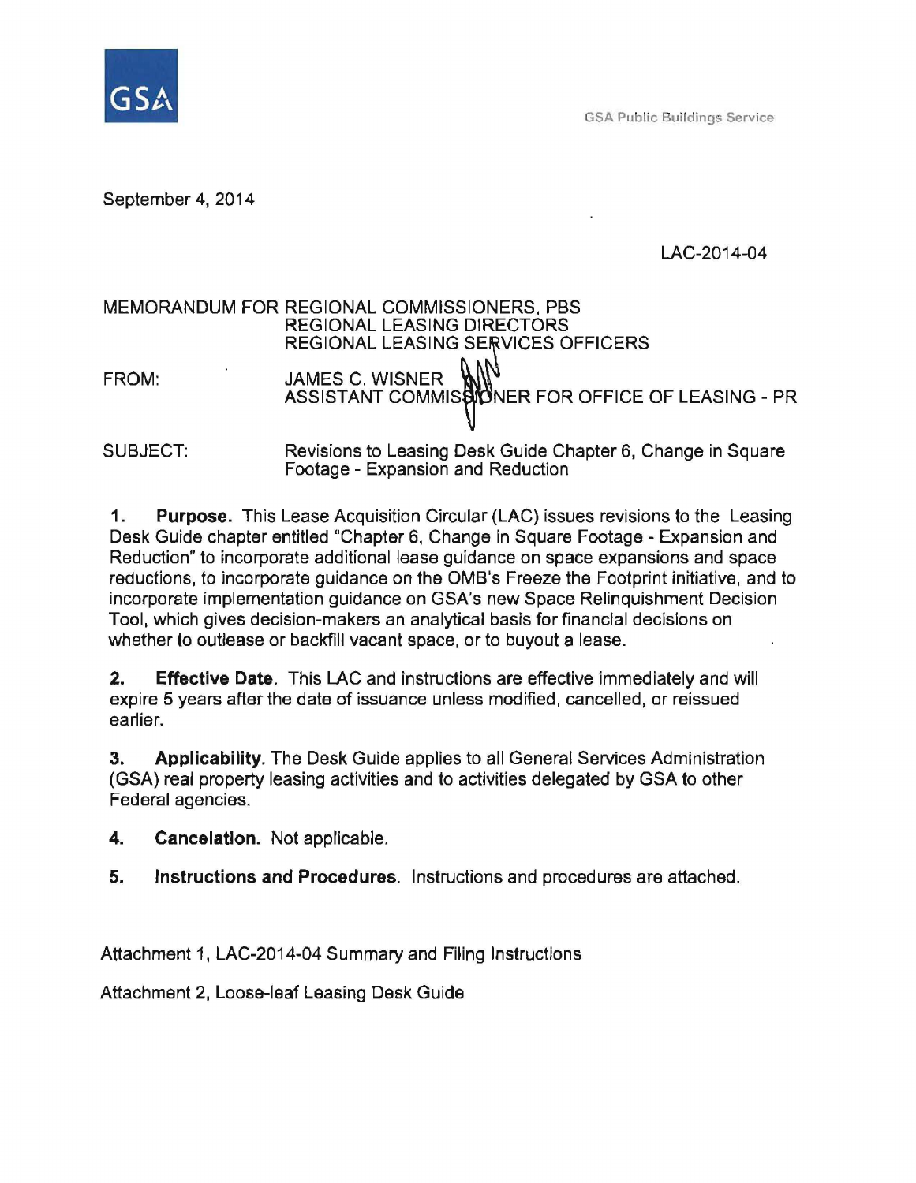GSA Public Buildings Service

September 4, 2014

LAC-2014-04

MEMORANDUM FOR REGIONAL COMMISSIONERS, PBS
REGIONAL LEASING DIRECTORS
REGIONAL LEASING SERVICES OFFICERS

FROM: JAMES C. WISNER
ASSISTANT COMMISSIONER FOR OFFICE OF LEASING - PR

SUBJECT: Revisions to Leasing Desk Guide Chapter 6, Change in Square Footage - Expansion and Reduction

1. **Purpose.** This Lease Acquisition Circular (LAC) issues revisions to the Leasing Desk Guide chapter entitled "Chapter 6, Change in Square Footage - Expansion and Reduction" to incorporate additional lease guidance on space expansions and space reductions, to incorporate guidance on the OMB's Freeze the Footprint initiative, and to incorporate implementation guidance on GSA's new Space Relinquishment Decision Tool, which gives decision-makers an analytical basis for financial decisions on whether to outlease or backfill vacant space, or to buyout a lease.

2. **Effective Date.** This LAC and instructions are effective immediately and will expire 5 years after the date of issuance unless modified, cancelled, or reissued earlier.

3. **Applicability.** The Desk Guide applies to all General Services Administration (GSA) real property leasing activities and to activities delegated by GSA to other Federal agencies.

4. **Cancelation.** Not applicable.

5. **Instructions and Procedures.** Instructions and procedures are attached.

Attachment 1, LAC-2014-04 Summary and Filing Instructions

Attachment 2, Loose-leaf Leasing Desk Guide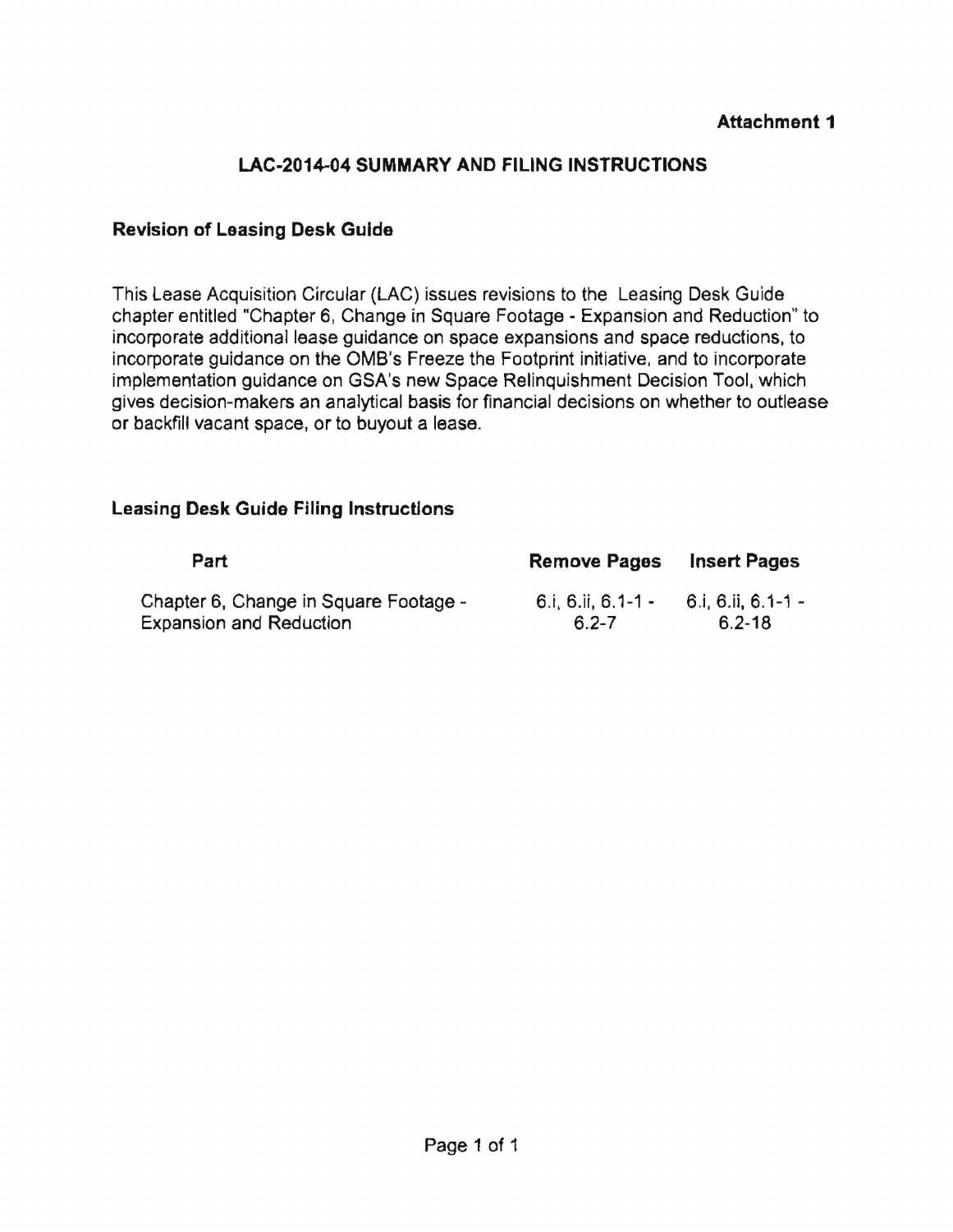**Attachment 1**

## LAC-2014-04 SUMMARY AND FILING INSTRUCTIONS

### Revision of Leasing Desk Guide

This Lease Acquisition Circular (LAC) issues revisions to the Leasing Desk Guide chapter entitled "Chapter 6, Change in Square Footage - Expansion and Reduction" to incorporate additional lease guidance on space expansions and space reductions, to incorporate guidance on the OMB's Freeze the Footprint initiative, and to incorporate implementation guidance on GSA's new Space Relinquishment Decision Tool, which gives decision-makers an analytical basis for financial decisions on whether to outlease or backfill vacant space, or to buyout a lease.

### Leasing Desk Guide Filing Instructions

| Part | Remove Pages | Insert Pages |
|---|---|---|
| Chapter 6, Change in Square Footage - Expansion and Reduction | 6.i, 6.ii, 6.1-1 - 6.2-7 | 6.i, 6.ii, 6.1-1 - 6.2-18 |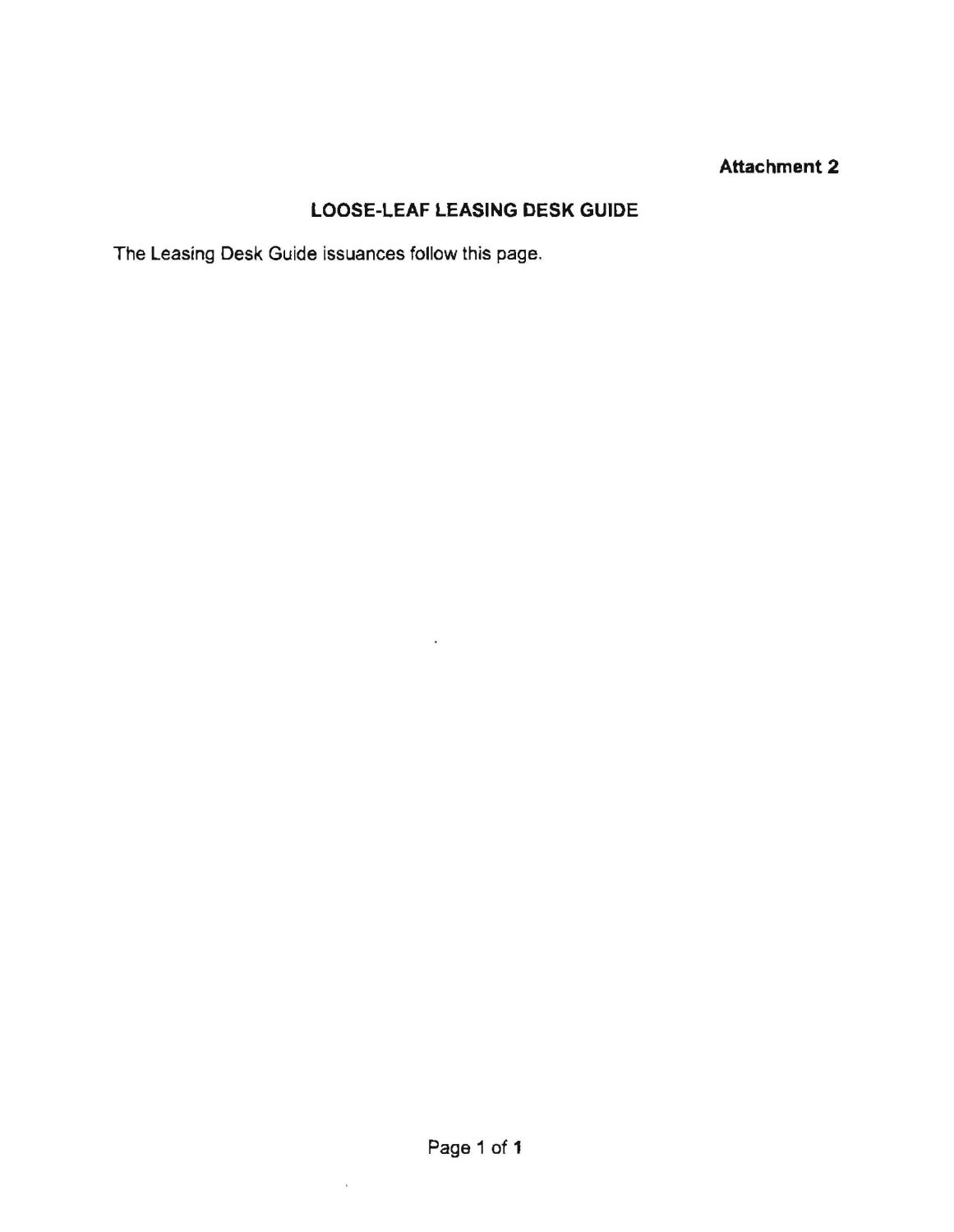**Attachment 2**

## LOOSE-LEAF LEASING DESK GUIDE

The Leasing Desk Guide issuances follow this page.